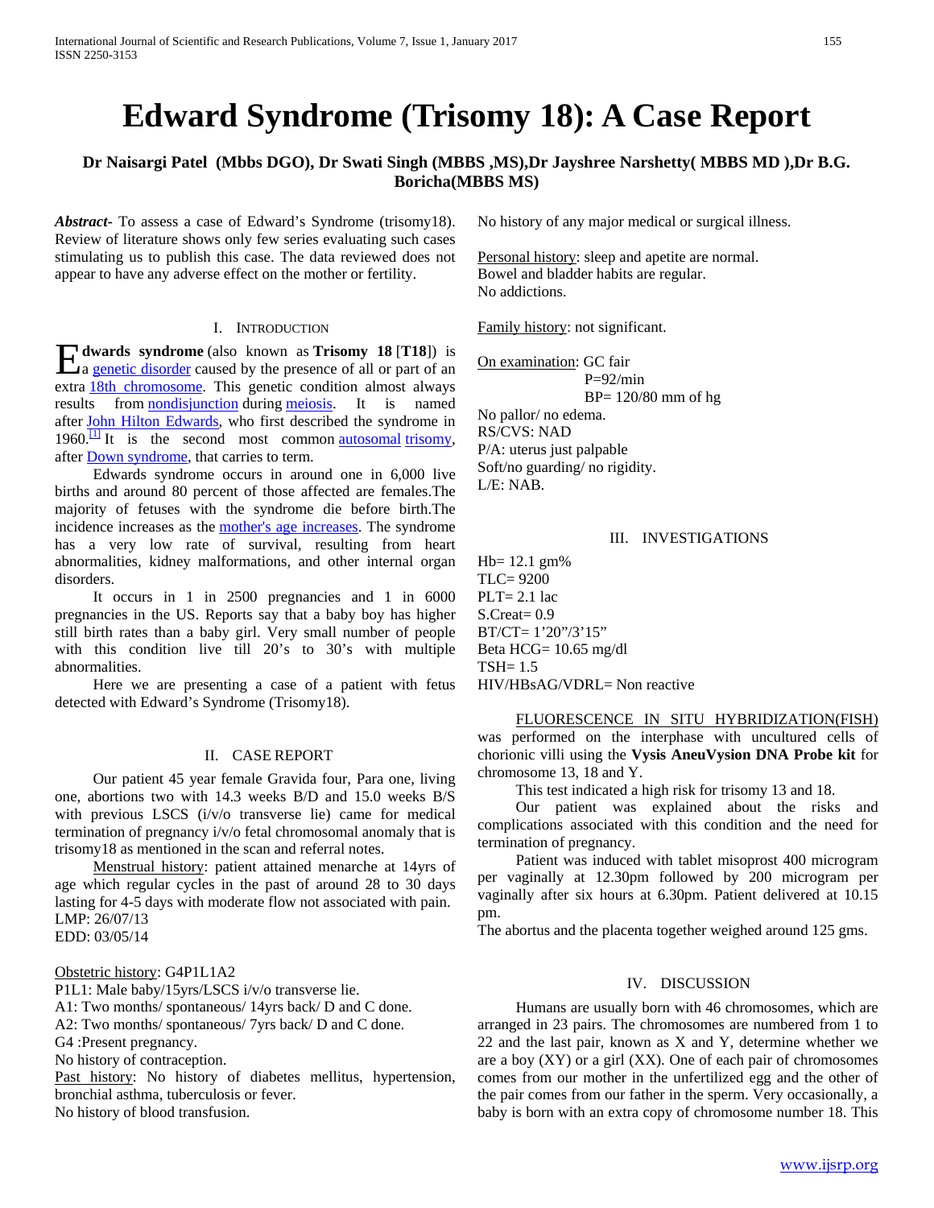# Edward Syndrome (Trisomy 18): A Case Report

**Dr Naisargi Patel (Mbbs DGO), Dr Swati Singh (MBBS ,MS),Dr Jayshree Narshetty( MBBS MD ),Dr B.G. Boricha(MBBS MS)**

***Abstract***- To assess a case of Edward's Syndrome (trisomy18). Review of literature shows only few series evaluating such cases stimulating us to publish this case. The data reviewed does not appear to have any adverse effect on the mother or fertility.

## I. Introduction

**Edwards syndrome** (also known as **Trisomy 18** [**T18**]) is a genetic disorder caused by the presence of all or part of an extra 18th chromosome. This genetic condition almost always results from nondisjunction during meiosis. It is named after John Hilton Edwards, who first described the syndrome in 1960.[1] It is the second most common autosomal trisomy, after Down syndrome, that carries to term.

Edwards syndrome occurs in around one in 6,000 live births and around 80 percent of those affected are females.The majority of fetuses with the syndrome die before birth.The incidence increases as the mother's age increases. The syndrome has a very low rate of survival, resulting from heart abnormalities, kidney malformations, and other internal organ disorders.

It occurs in 1 in 2500 pregnancies and 1 in 6000 pregnancies in the US. Reports say that a baby boy has higher still birth rates than a baby girl. Very small number of people with this condition live till 20's to 30's with multiple abnormalities.

Here we are presenting a case of a patient with fetus detected with Edward's Syndrome (Trisomy18).

## II. Case Report

Our patient 45 year female Gravida four, Para one, living one, abortions two with 14.3 weeks B/D and 15.0 weeks B/S with previous LSCS (i/v/o transverse lie) came for medical termination of pregnancy i/v/o fetal chromosomal anomaly that is trisomy18 as mentioned in the scan and referral notes.

Menstrual history: patient attained menarche at 14yrs of age which regular cycles in the past of around 28 to 30 days lasting for 4-5 days with moderate flow not associated with pain.
LMP: 26/07/13
EDD: 03/05/14

Obstetric history: G4P1L1A2
P1L1: Male baby/15yrs/LSCS i/v/o transverse lie.
A1: Two months/ spontaneous/ 14yrs back/ D and C done.
A2: Two months/ spontaneous/ 7yrs back/ D and C done.
G4 :Present pregnancy.
No history of contraception.

Past history: No history of diabetes mellitus, hypertension, bronchial asthma, tuberculosis or fever.
No history of blood transfusion.
No history of any major medical or surgical illness.

Personal history: sleep and apetite are normal.
Bowel and bladder habits are regular.
No addictions.

Family history: not significant.

On examination: GC fair
P=92/min
BP= 120/80 mm of hg
No pallor/ no edema.
RS/CVS: NAD
P/A: uterus just palpable
Soft/no guarding/ no rigidity.
L/E: NAB.

## III. Investigations

Hb= 12.1 gm%
TLC= 9200
PLT= 2.1 lac
S.Creat= 0.9
BT/CT= 1'20"/3'15"
Beta HCG= 10.65 mg/dl
TSH= 1.5
HIV/HBsAG/VDRL= Non reactive

FLUORESCENCE IN SITU HYBRIDIZATION(FISH) was performed on the interphase with uncultured cells of chorionic villi using the **Vysis AneuVysion DNA Probe kit** for chromosome 13, 18 and Y.

This test indicated a high risk for trisomy 13 and 18.

Our patient was explained about the risks and complications associated with this condition and the need for termination of pregnancy.

Patient was induced with tablet misoprost 400 microgram per vaginally at 12.30pm followed by 200 microgram per vaginally after six hours at 6.30pm. Patient delivered at 10.15 pm.

The abortus and the placenta together weighed around 125 gms.

## IV. Discussion

Humans are usually born with 46 chromosomes, which are arranged in 23 pairs. The chromosomes are numbered from 1 to 22 and the last pair, known as X and Y, determine whether we are a boy (XY) or a girl (XX). One of each pair of chromosomes comes from our mother in the unfertilized egg and the other of the pair comes from our father in the sperm. Very occasionally, a baby is born with an extra copy of chromosome number 18. This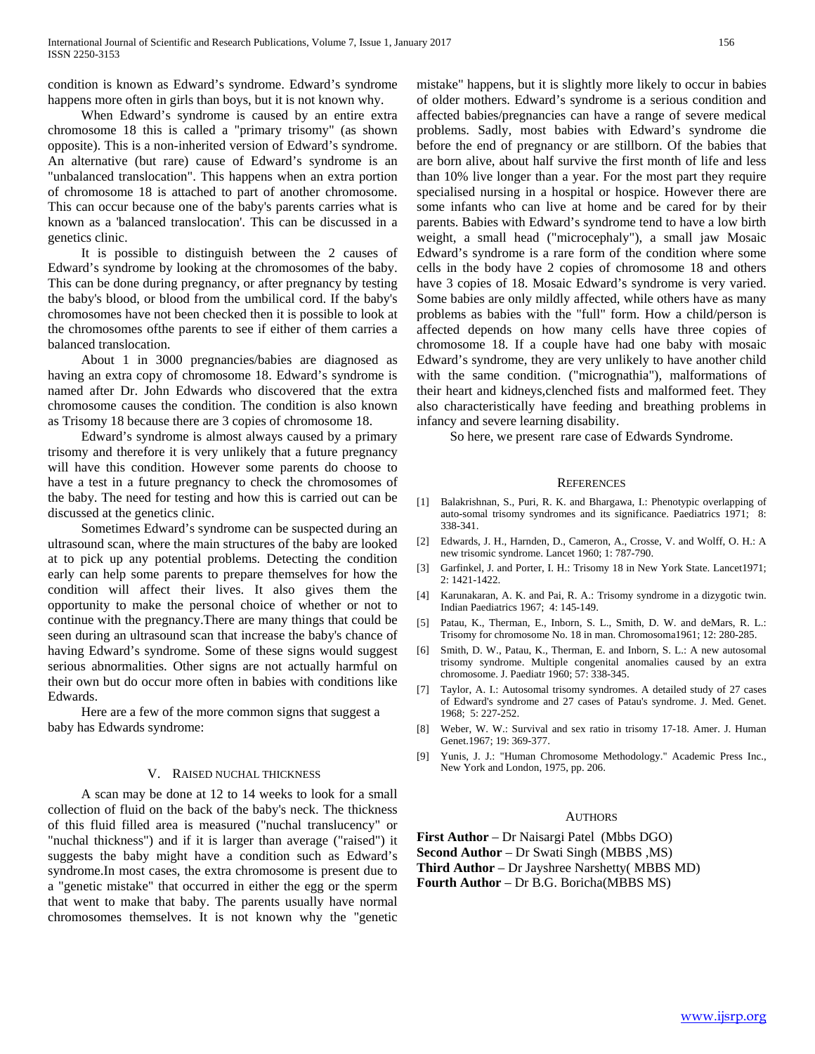condition is known as Edward's syndrome. Edward's syndrome happens more often in girls than boys, but it is not known why.

When Edward's syndrome is caused by an entire extra chromosome 18 this is called a "primary trisomy" (as shown opposite). This is a non-inherited version of Edward's syndrome. An alternative (but rare) cause of Edward's syndrome is an "unbalanced translocation". This happens when an extra portion of chromosome 18 is attached to part of another chromosome. This can occur because one of the baby's parents carries what is known as a 'balanced translocation'. This can be discussed in a genetics clinic.

It is possible to distinguish between the 2 causes of Edward's syndrome by looking at the chromosomes of the baby. This can be done during pregnancy, or after pregnancy by testing the baby's blood, or blood from the umbilical cord. If the baby's chromosomes have not been checked then it is possible to look at the chromosomes ofthe parents to see if either of them carries a balanced translocation.

About 1 in 3000 pregnancies/babies are diagnosed as having an extra copy of chromosome 18. Edward's syndrome is named after Dr. John Edwards who discovered that the extra chromosome causes the condition. The condition is also known as Trisomy 18 because there are 3 copies of chromosome 18.

Edward's syndrome is almost always caused by a primary trisomy and therefore it is very unlikely that a future pregnancy will have this condition. However some parents do choose to have a test in a future pregnancy to check the chromosomes of the baby. The need for testing and how this is carried out can be discussed at the genetics clinic.

Sometimes Edward's syndrome can be suspected during an ultrasound scan, where the main structures of the baby are looked at to pick up any potential problems. Detecting the condition early can help some parents to prepare themselves for how the condition will affect their lives. It also gives them the opportunity to make the personal choice of whether or not to continue with the pregnancy.There are many things that could be seen during an ultrasound scan that increase the baby's chance of having Edward's syndrome. Some of these signs would suggest serious abnormalities. Other signs are not actually harmful on their own but do occur more often in babies with conditions like Edwards.

Here are a few of the more common signs that suggest a baby has Edwards syndrome:

## V. Raised Nuchal Thickness

A scan may be done at 12 to 14 weeks to look for a small collection of fluid on the back of the baby's neck. The thickness of this fluid filled area is measured ("nuchal translucency" or "nuchal thickness") and if it is larger than average ("raised") it suggests the baby might have a condition such as Edward's syndrome.In most cases, the extra chromosome is present due to a "genetic mistake" that occurred in either the egg or the sperm that went to make that baby. The parents usually have normal chromosomes themselves. It is not known why the "genetic mistake" happens, but it is slightly more likely to occur in babies of older mothers. Edward's syndrome is a serious condition and affected babies/pregnancies can have a range of severe medical problems. Sadly, most babies with Edward's syndrome die before the end of pregnancy or are stillborn. Of the babies that are born alive, about half survive the first month of life and less than 10% live longer than a year. For the most part they require specialised nursing in a hospital or hospice. However there are some infants who can live at home and be cared for by their parents. Babies with Edward's syndrome tend to have a low birth weight, a small head ("microcephaly"), a small jaw Mosaic Edward's syndrome is a rare form of the condition where some cells in the body have 2 copies of chromosome 18 and others have 3 copies of 18. Mosaic Edward's syndrome is very varied. Some babies are only mildly affected, while others have as many problems as babies with the "full" form. How a child/person is affected depends on how many cells have three copies of chromosome 18. If a couple have had one baby with mosaic Edward's syndrome, they are very unlikely to have another child with the same condition. ("micrognathia"), malformations of their heart and kidneys,clenched fists and malformed feet. They also characteristically have feeding and breathing problems in infancy and severe learning disability.

So here, we present rare case of Edwards Syndrome.

## References

[1] Balakrishnan, S., Puri, R. K. and Bhargawa, I.: Phenotypic overlapping of auto-somal trisomy syndromes and its significance. Paediatrics 1971; 8: 338-341.

[2] Edwards, J. H., Harnden, D., Cameron, A., Crosse, V. and Wolff, O. H.: A new trisomic syndrome. Lancet 1960; 1: 787-790.

[3] Garfinkel, J. and Porter, I. H.: Trisomy 18 in New York State. Lancet1971; 2: 1421-1422.

[4] Karunakaran, A. K. and Pai, R. A.: Trisomy syndrome in a dizygotic twin. Indian Paediatrics 1967; 4: 145-149.

[5] Patau, K., Therman, E., Inborn, S. L., Smith, D. W. and deMars, R. L.: Trisomy for chromosome No. 18 in man. Chromosoma1961; 12: 280-285.

[6] Smith, D. W., Patau, K., Therman, E. and Inborn, S. L.: A new autosomal trisomy syndrome. Multiple congenital anomalies caused by an extra chromosome. J. Paediatr 1960; 57: 338-345.

[7] Taylor, A. I.: Autosomal trisomy syndromes. A detailed study of 27 cases of Edward's syndrome and 27 cases of Patau's syndrome. J. Med. Genet. 1968; 5: 227-252.

[8] Weber, W. W.: Survival and sex ratio in trisomy 17-18. Amer. J. Human Genet.1967; 19: 369-377.

[9] Yunis, J. J.: "Human Chromosome Methodology." Academic Press Inc., New York and London, 1975, pp. 206.

## Authors

**First Author** – Dr Naisargi Patel (Mbbs DGO)
**Second Author** – Dr Swati Singh (MBBS ,MS)
**Third Author** – Dr Jayshree Narshetty( MBBS MD)
**Fourth Author** – Dr B.G. Boricha(MBBS MS)